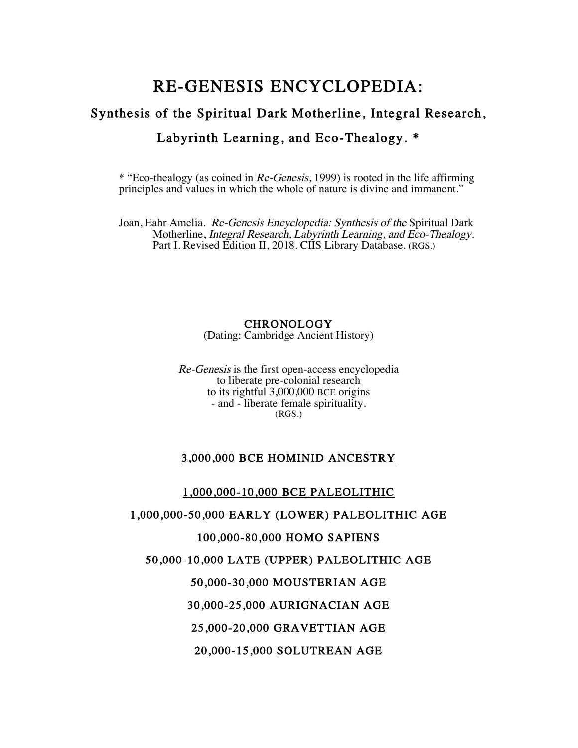# RE-GENESIS ENCYCLOPEDIA:

## Synthesis of the Spiritual Dark Motherline, Integral Research, Labyrinth Learning, and Eco-Thealogy. *

* "Eco-thealogy (as coined in *Re-Genesis*, 1999) is rooted in the life affirming principles and values in which the whole of nature is divine and immanent."

Joan, Eahr Amelia. *Re-Genesis Encyclopedia: Synthesis of the* Spiritual Dark Motherline, *Integral Research, Labyrinth Learning, and Eco-Thealogy*. Part I. Revised Edition II, 2018. CIIS Library Database. (RGS.)

**CHRONOLOGY**
(Dating: Cambridge Ancient History)

*Re-Genesis* is the first open-access encyclopedia
to liberate pre-colonial research
to its rightful 3,000,000 BCE origins
- and - liberate female spirituality.
(RGS.)

**3,000,000 BCE HOMINID ANCESTRY**

**1,000,000-10,000 BCE PALEOLITHIC**

**1,000,000-50,000 EARLY (LOWER) PALEOLITHIC AGE**

**100,000-80,000 HOMO SAPIENS**

**50,000-10,000 LATE (UPPER) PALEOLITHIC AGE**

**50,000-30,000 MOUSTERIAN AGE**

**30,000-25,000 AURIGNACIAN AGE**

**25,000-20,000 GRAVETTIAN AGE**

**20,000-15,000 SOLUTREAN AGE**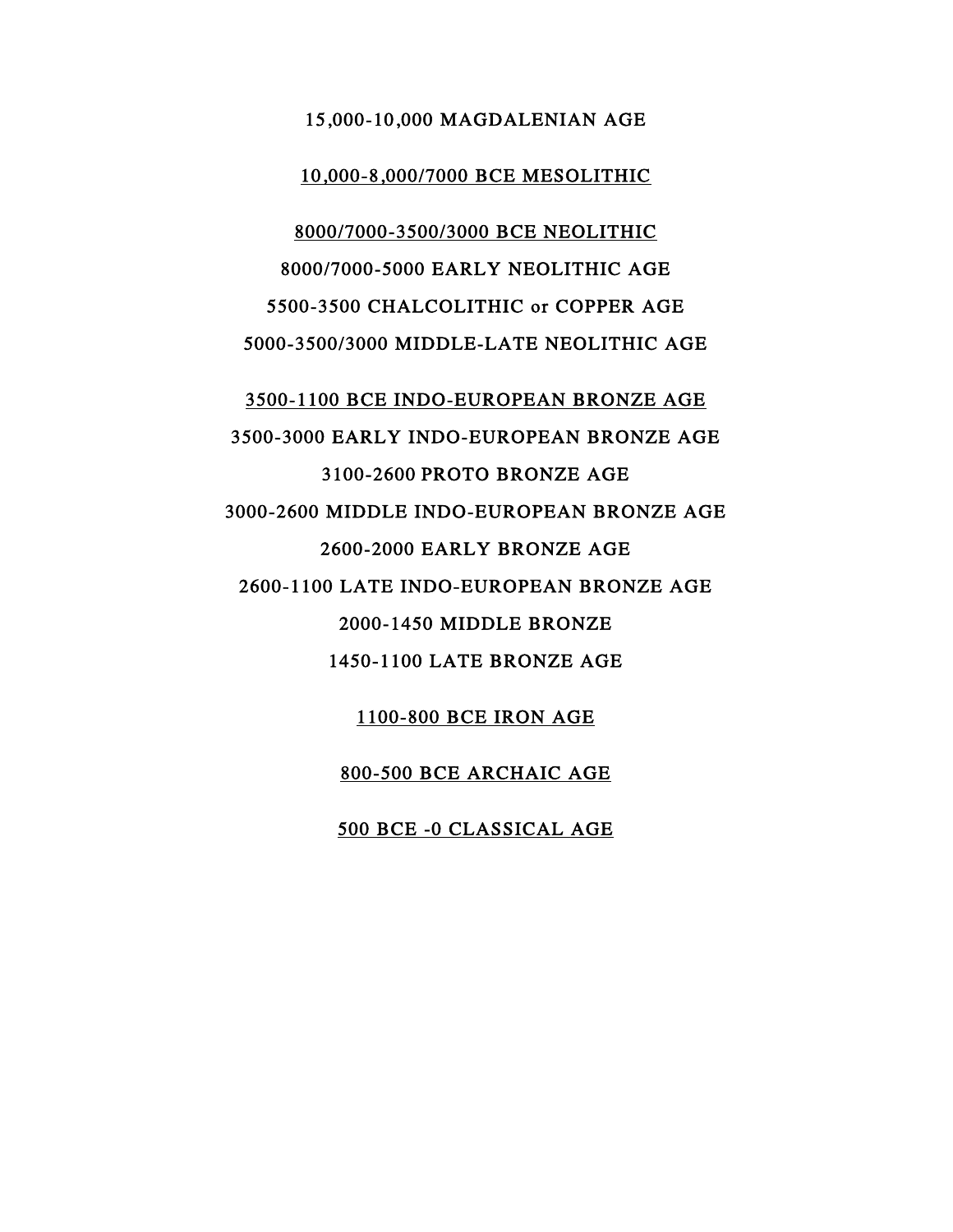15,000-10,000 MAGDALENIAN AGE

<u>10,000-8,000/7000 BCE MESOLITHIC</u>

<u>8000/7000-3500/3000 BCE NEOLITHIC</u>

8000/7000-5000 EARLY NEOLITHIC AGE

5500-3500 CHALCOLITHIC or COPPER AGE

5000-3500/3000 MIDDLE-LATE NEOLITHIC AGE

<u>3500-1100 BCE INDO-EUROPEAN BRONZE AGE</u>

3500-3000 EARLY INDO-EUROPEAN BRONZE AGE

3100-2600 PROTO BRONZE AGE

3000-2600 MIDDLE INDO-EUROPEAN BRONZE AGE

2600-2000 EARLY BRONZE AGE

2600-1100 LATE INDO-EUROPEAN BRONZE AGE

2000-1450 MIDDLE BRONZE

1450-1100 LATE BRONZE AGE

<u>1100-800 BCE IRON AGE</u>

<u>800-500 BCE ARCHAIC AGE</u>

<u>500 BCE -0 CLASSICAL AGE</u>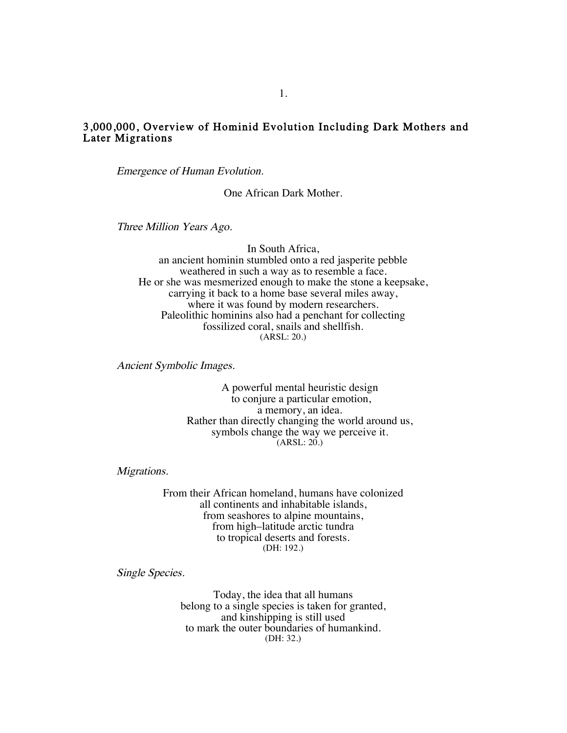## 3,000,000, Overview of Hominid Evolution Including Dark Mothers and Later Migrations

*Emergence of Human Evolution.*

One African Dark Mother.

*Three Million Years Ago.*

In South Africa,
an ancient hominin stumbled onto a red jasperite pebble
weathered in such a way as to resemble a face.
He or she was mesmerized enough to make the stone a keepsake,
carrying it back to a home base several miles away,
where it was found by modern researchers.
Paleolithic hominins also had a penchant for collecting
fossilized coral, snails and shellfish.
(ARSL: 20.)

*Ancient Symbolic Images.*

A powerful mental heuristic design
to conjure a particular emotion,
a memory, an idea.
Rather than directly changing the world around us,
symbols change the way we perceive it.
(ARSL: 20.)

*Migrations.*

From their African homeland, humans have colonized
all continents and inhabitable islands,
from seashores to alpine mountains,
from high–latitude arctic tundra
to tropical deserts and forests.
(DH: 192.)

*Single Species.*

Today, the idea that all humans
belong to a single species is taken for granted,
and kinshipping is still used
to mark the outer boundaries of humankind.
(DH: 32.)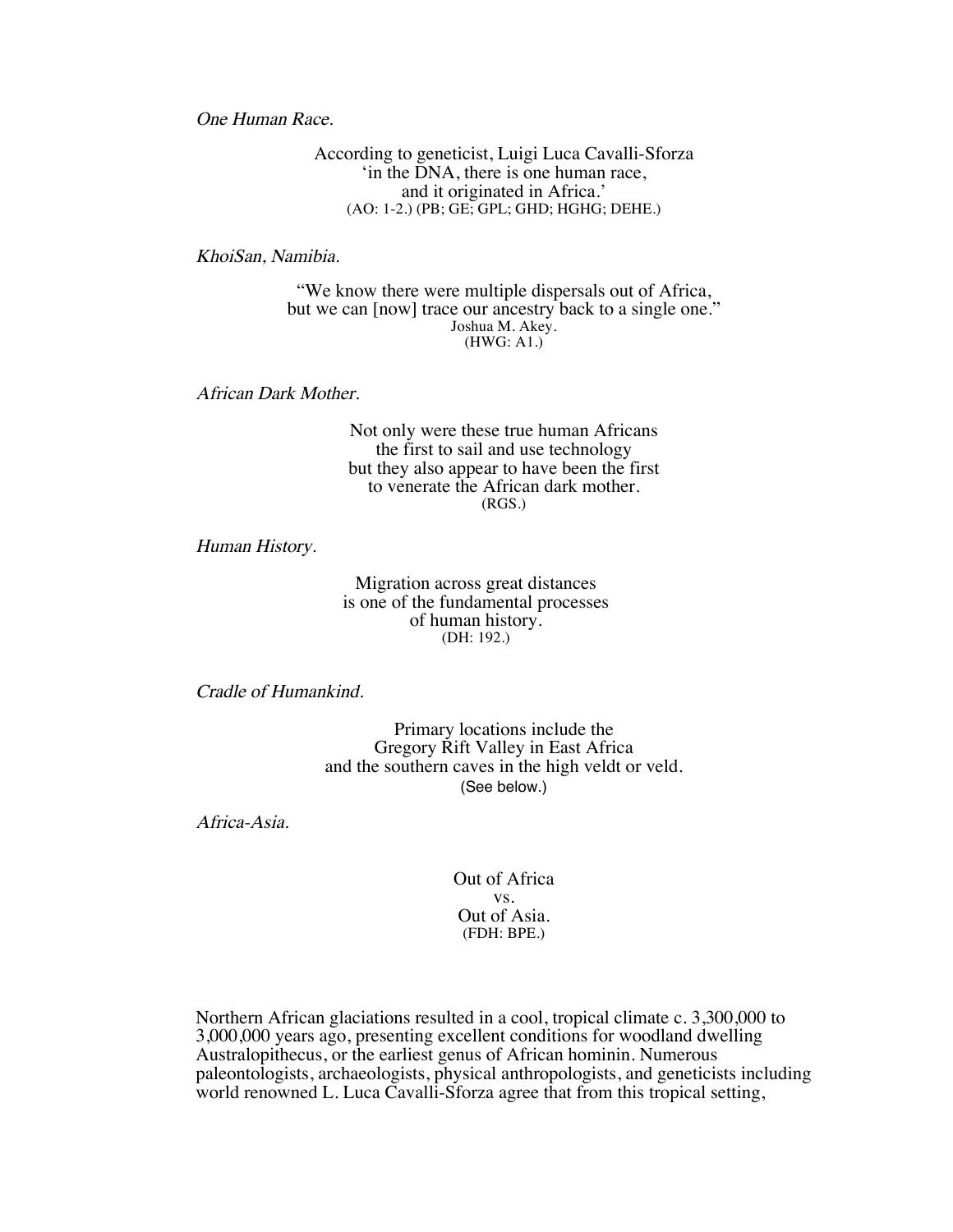*One Human Race.*

According to geneticist, Luigi Luca Cavalli-Sforza
'in the DNA, there is one human race,
and it originated in Africa.'
(AO: 1-2.) (PB; GE; GPL; GHD; HGHG; DEHE.)

*KhoiSan, Namibia.*

"We know there were multiple dispersals out of Africa,
but we can [now] trace our ancestry back to a single one."
Joshua M. Akey.
(HWG: A1.)

*African Dark Mother.*

Not only were these true human Africans
the first to sail and use technology
but they also appear to have been the first
to venerate the African dark mother.
(RGS.)

*Human History.*

Migration across great distances
is one of the fundamental processes
of human history.
(DH: 192.)

*Cradle of Humankind.*

Primary locations include the
Gregory Rift Valley in East Africa
and the southern caves in the high veldt or veld.
(See below.)

*Africa-Asia.*

Out of Africa
vs.
Out of Asia.
(FDH: BPE.)

Northern African glaciations resulted in a cool, tropical climate c. 3,300,000 to 3,000,000 years ago, presenting excellent conditions for woodland dwelling Australopithecus, or the earliest genus of African hominin. Numerous paleontologists, archaeologists, physical anthropologists, and geneticists including world renowned L. Luca Cavalli-Sforza agree that from this tropical setting,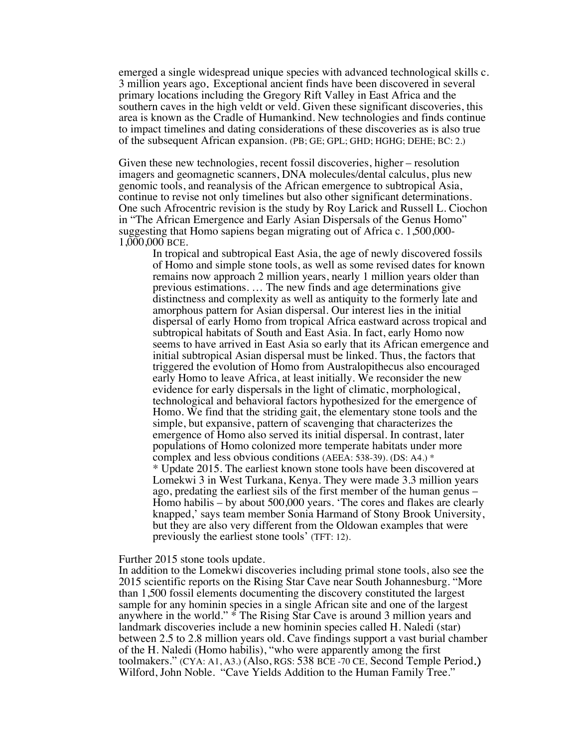emerged a single widespread unique species with advanced technological skills c. 3 million years ago. Exceptional ancient finds have been discovered in several primary locations including the Gregory Rift Valley in East Africa and the southern caves in the high veldt or veld. Given these significant discoveries, this area is known as the Cradle of Humankind. New technologies and finds continue to impact timelines and dating considerations of these discoveries as is also true of the subsequent African expansion. (PB; GE; GPL; GHD; HGHG; DEHE; BC: 2.)

Given these new technologies, recent fossil discoveries, higher – resolution imagers and geomagnetic scanners, DNA molecules/dental calculus, plus new genomic tools, and reanalysis of the African emergence to subtropical Asia, continue to revise not only timelines but also other significant determinations. One such Afrocentric revision is the study by Roy Larick and Russell L. Ciochon in "The African Emergence and Early Asian Dispersals of the Genus Homo" suggesting that Homo sapiens began migrating out of Africa c. 1,500,000-1,000,000 BCE.

> In tropical and subtropical East Asia, the age of newly discovered fossils of Homo and simple stone tools, as well as some revised dates for known remains now approach 2 million years, nearly 1 million years older than previous estimations. … The new finds and age determinations give distinctness and complexity as well as antiquity to the formerly late and amorphous pattern for Asian dispersal. Our interest lies in the initial dispersal of early Homo from tropical Africa eastward across tropical and subtropical habitats of South and East Asia. In fact, early Homo now seems to have arrived in East Asia so early that its African emergence and initial subtropical Asian dispersal must be linked. Thus, the factors that triggered the evolution of Homo from Australopithecus also encouraged early Homo to leave Africa, at least initially. We reconsider the new evidence for early dispersals in the light of climatic, morphological, technological and behavioral factors hypothesized for the emergence of Homo. We find that the striding gait, the elementary stone tools and the simple, but expansive, pattern of scavenging that characterizes the emergence of Homo also served its initial dispersal. In contrast, later populations of Homo colonized more temperate habitats under more complex and less obvious conditions (AEEA: 538-39). (DS: A4.) *
>
> * Update 2015. The earliest known stone tools have been discovered at Lomekwi 3 in West Turkana, Kenya. They were made 3.3 million years ago, predating the earliest sils of the first member of the human genus – Homo habilis – by about 500,000 years. 'The cores and flakes are clearly knapped,' says team member Sonia Harmand of Stony Brook University, but they are also very different from the Oldowan examples that were previously the earliest stone tools' (TFT: 12).

Further 2015 stone tools update.
In addition to the Lomekwi discoveries including primal stone tools, also see the 2015 scientific reports on the Rising Star Cave near South Johannesburg. "More than 1,500 fossil elements documenting the discovery constituted the largest sample for any hominin species in a single African site and one of the largest anywhere in the world." * The Rising Star Cave is around 3 million years and landmark discoveries include a new hominin species called H. Naledi (star) between 2.5 to 2.8 million years old. Cave findings support a vast burial chamber of the H. Naledi (Homo habilis), "who were apparently among the first toolmakers." (CYA: A1, A3.) (Also, RGS: 538 BCE -70 CE, Second Temple Period.)
Wilford, John Noble. "Cave Yields Addition to the Human Family Tree."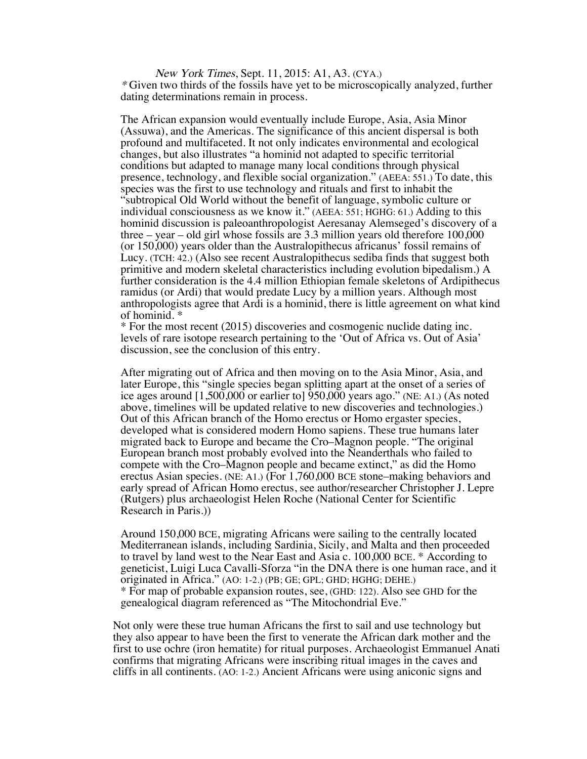*New York Times*, Sept. 11, 2015: A1, A3. (CYA.)
*Given two thirds of the fossils have yet to be microscopically analyzed, further dating determinations remain in process.

The African expansion would eventually include Europe, Asia, Asia Minor (Assuwa), and the Americas. The significance of this ancient dispersal is both profound and multifaceted. It not only indicates environmental and ecological changes, but also illustrates "a hominid not adapted to specific territorial conditions but adapted to manage many local conditions through physical presence, technology, and flexible social organization." (AEEA: 551.) To date, this species was the first to use technology and rituals and first to inhabit the "subtropical Old World without the benefit of language, symbolic culture or individual consciousness as we know it." (AEEA: 551; HGHG: 61.) Adding to this hominid discussion is paleoanthropologist Aeresanay Alemseged's discovery of a three – year – old girl whose fossils are 3.3 million years old therefore 100,000 (or 150,000) years older than the Australopithecus africanus' fossil remains of Lucy. (TCH: 42.) (Also see recent Australopithecus sediba finds that suggest both primitive and modern skeletal characteristics including evolution bipedalism.) A further consideration is the 4.4 million Ethiopian female skeletons of Ardipithecus ramidus (or Ardi) that would predate Lucy by a million years. Although most anthropologists agree that Ardi is a hominid, there is little agreement on what kind of hominid. *
* For the most recent (2015) discoveries and cosmogenic nuclide dating inc. levels of rare isotope research pertaining to the 'Out of Africa vs. Out of Asia' discussion, see the conclusion of this entry.

After migrating out of Africa and then moving on to the Asia Minor, Asia, and later Europe, this "single species began splitting apart at the onset of a series of ice ages around [1,500,000 or earlier to] 950,000 years ago." (NE: A1.) (As noted above, timelines will be updated relative to new discoveries and technologies.) Out of this African branch of the Homo erectus or Homo ergaster species, developed what is considered modern Homo sapiens. These true humans later migrated back to Europe and became the Cro–Magnon people. "The original European branch most probably evolved into the Neanderthals who failed to compete with the Cro–Magnon people and became extinct," as did the Homo erectus Asian species. (NE: A1.) (For 1,760,000 BCE stone–making behaviors and early spread of African Homo erectus, see author/researcher Christopher J. Lepre (Rutgers) plus archaeologist Helen Roche (National Center for Scientific Research in Paris.))

Around 150,000 BCE, migrating Africans were sailing to the centrally located Mediterranean islands, including Sardinia, Sicily, and Malta and then proceeded to travel by land west to the Near East and Asia c. 100,000 BCE. * According to geneticist, Luigi Luca Cavalli-Sforza "in the DNA there is one human race, and it originated in Africa." (AO: 1-2.) (PB; GE; GPL; GHD; HGHG; DEHE.)
* For map of probable expansion routes, see, (GHD: 122). Also see GHD for the genealogical diagram referenced as "The Mitochondrial Eve."

Not only were these true human Africans the first to sail and use technology but they also appear to have been the first to venerate the African dark mother and the first to use ochre (iron hematite) for ritual purposes. Archaeologist Emmanuel Anati confirms that migrating Africans were inscribing ritual images in the caves and cliffs in all continents. (AO: 1-2.) Ancient Africans were using aniconic signs and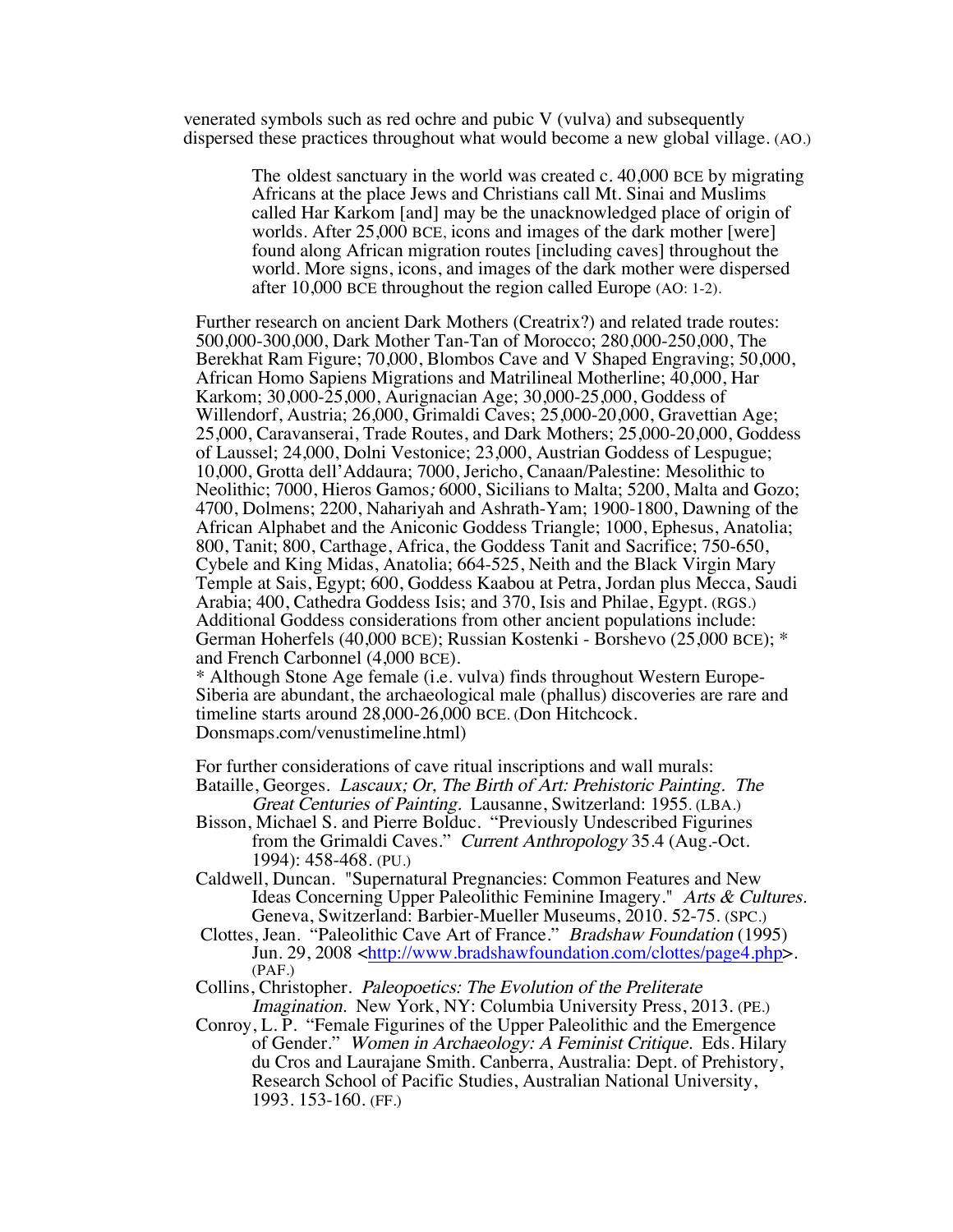venerated symbols such as red ochre and pubic V (vulva) and subsequently dispersed these practices throughout what would become a new global village. (AO.)

> The oldest sanctuary in the world was created c. 40,000 BCE by migrating Africans at the place Jews and Christians call Mt. Sinai and Muslims called Har Karkom [and] may be the unacknowledged place of origin of worlds. After 25,000 BCE, icons and images of the dark mother [were] found along African migration routes [including caves] throughout the world. More signs, icons, and images of the dark mother were dispersed after 10,000 BCE throughout the region called Europe (AO: 1-2).

Further research on ancient Dark Mothers (Creatrix?) and related trade routes: 500,000-300,000, Dark Mother Tan-Tan of Morocco; 280,000-250,000, The Berekhat Ram Figure; 70,000, Blombos Cave and V Shaped Engraving; 50,000, African Homo Sapiens Migrations and Matrilineal Motherline; 40,000, Har Karkom; 30,000-25,000, Aurignacian Age; 30,000-25,000, Goddess of Willendorf, Austria; 26,000, Grimaldi Caves; 25,000-20,000, Gravettian Age; 25,000, Caravanserai, Trade Routes, and Dark Mothers; 25,000-20,000, Goddess of Laussel; 24,000, Dolni Vestonice; 23,000, Austrian Goddess of Lespugue; 10,000, Grotta dell'Addaura; 7000, Jericho, Canaan/Palestine: Mesolithic to Neolithic; 7000, Hieros Gamos; 6000, Sicilians to Malta; 5200, Malta and Gozo; 4700, Dolmens; 2200, Nahariyah and Ashrath-Yam; 1900-1800, Dawning of the African Alphabet and the Aniconic Goddess Triangle; 1000, Ephesus, Anatolia; 800, Tanit; 800, Carthage, Africa, the Goddess Tanit and Sacrifice; 750-650, Cybele and King Midas, Anatolia; 664-525, Neith and the Black Virgin Mary Temple at Sais, Egypt; 600, Goddess Kaabou at Petra, Jordan plus Mecca, Saudi Arabia; 400, Cathedra Goddess Isis; and 370, Isis and Philae, Egypt. (RGS.) Additional Goddess considerations from other ancient populations include: German Hoherfels (40,000 BCE); Russian Kostenki - Borshevo (25,000 BCE); * and French Carbonnel (4,000 BCE).
* Although Stone Age female (i.e. vulva) finds throughout Western Europe-Siberia are abundant, the archaeological male (phallus) discoveries are rare and timeline starts around 28,000-26,000 BCE. (Don Hitchcock. Donsmaps.com/venustimeline.html)

For further considerations of cave ritual inscriptions and wall murals:

Bataille, Georges. *Lascaux; Or, The Birth of Art: Prehistoric Painting. The Great Centuries of Painting.* Lausanne, Switzerland: 1955. (LBA.)

Bisson, Michael S. and Pierre Bolduc. "Previously Undescribed Figurines from the Grimaldi Caves." *Current Anthropology* 35.4 (Aug.-Oct. 1994): 458-468. (PU.)

Caldwell, Duncan. "Supernatural Pregnancies: Common Features and New Ideas Concerning Upper Paleolithic Feminine Imagery." *Arts & Cultures.* Geneva, Switzerland: Barbier-Mueller Museums, 2010. 52-75. (SPC.)

Clottes, Jean. "Paleolithic Cave Art of France." *Bradshaw Foundation* (1995) Jun. 29, 2008 <http://www.bradshawfoundation.com/clottes/page4.php>. (PAF.)

Collins, Christopher. *Paleopoetics: The Evolution of the Preliterate Imagination.* New York, NY: Columbia University Press, 2013. (PE.)

Conroy, L. P. "Female Figurines of the Upper Paleolithic and the Emergence of Gender." *Women in Archaeology: A Feminist Critique.* Eds. Hilary du Cros and Laurajane Smith. Canberra, Australia: Dept. of Prehistory, Research School of Pacific Studies, Australian National University, 1993. 153-160. (FF.)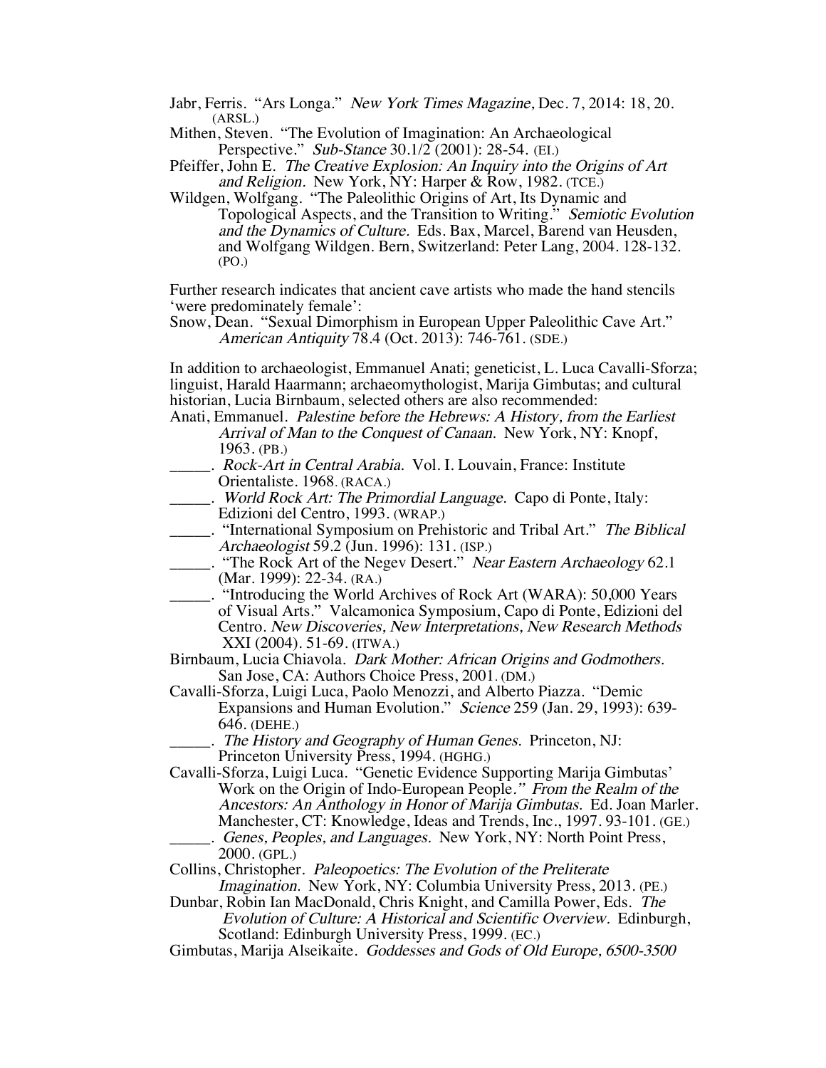Jabr, Ferris. "Ars Longa." *New York Times Magazine*, Dec. 7, 2014: 18, 20. (ARSL.)

Mithen, Steven. "The Evolution of Imagination: An Archaeological Perspective." *Sub-Stance* 30.1/2 (2001): 28-54. (EI.)

Pfeiffer, John E. *The Creative Explosion: An Inquiry into the Origins of Art and Religion.* New York, NY: Harper & Row, 1982. (TCE.)

Wildgen, Wolfgang. "The Paleolithic Origins of Art, Its Dynamic and Topological Aspects, and the Transition to Writing." *Semiotic Evolution and the Dynamics of Culture.* Eds. Bax, Marcel, Barend van Heusden, and Wolfgang Wildgen. Bern, Switzerland: Peter Lang, 2004. 128-132. (PO.)

Further research indicates that ancient cave artists who made the hand stencils 'were predominately female':

Snow, Dean. "Sexual Dimorphism in European Upper Paleolithic Cave Art." *American Antiquity* 78.4 (Oct. 2013): 746-761. (SDE.)

In addition to archaeologist, Emmanuel Anati; geneticist, L. Luca Cavalli-Sforza; linguist, Harald Haarmann; archaeomythologist, Marija Gimbutas; and cultural historian, Lucia Birnbaum, selected others are also recommended:

Anati, Emmanuel. *Palestine before the Hebrews: A History, from the Earliest Arrival of Man to the Conquest of Canaan.* New York, NY: Knopf, 1963. (PB.)

_____. *Rock-Art in Central Arabia.* Vol. I. Louvain, France: Institute Orientaliste. 1968. (RACA.)

_____. *World Rock Art: The Primordial Language.* Capo di Ponte, Italy: Edizioni del Centro, 1993. (WRAP.)

_____. "International Symposium on Prehistoric and Tribal Art." *The Biblical Archaeologist* 59.2 (Jun. 1996): 131. (ISP.)

_____. "The Rock Art of the Negev Desert." *Near Eastern Archaeology* 62.1 (Mar. 1999): 22-34. (RA.)

_____. "Introducing the World Archives of Rock Art (WARA): 50,000 Years of Visual Arts." Valcamonica Symposium, Capo di Ponte, Edizioni del Centro. *New Discoveries, New Interpretations, New Research Methods* XXI (2004). 51-69. (ITWA.)

Birnbaum, Lucia Chiavola. *Dark Mother: African Origins and Godmothers.* San Jose, CA: Authors Choice Press, 2001. (DM.)

Cavalli-Sforza, Luigi Luca, Paolo Menozzi, and Alberto Piazza. "Demic Expansions and Human Evolution." *Science* 259 (Jan. 29, 1993): 639-646. (DEHE.)

_____. *The History and Geography of Human Genes.* Princeton, NJ: Princeton University Press, 1994. (HGHG.)

Cavalli-Sforza, Luigi Luca. "Genetic Evidence Supporting Marija Gimbutas' Work on the Origin of Indo-European People." *From the Realm of the Ancestors: An Anthology in Honor of Marija Gimbutas.* Ed. Joan Marler. Manchester, CT: Knowledge, Ideas and Trends, Inc., 1997. 93-101. (GE.)

_____. *Genes, Peoples, and Languages.* New York, NY: North Point Press, 2000. (GPL.)

Collins, Christopher. *Paleopoetics: The Evolution of the Preliterate Imagination.* New York, NY: Columbia University Press, 2013. (PE.)

Dunbar, Robin Ian MacDonald, Chris Knight, and Camilla Power, Eds. *The Evolution of Culture: A Historical and Scientific Overview.* Edinburgh, Scotland: Edinburgh University Press, 1999. (EC.)

Gimbutas, Marija Alseikaite. *Goddesses and Gods of Old Europe, 6500-3500*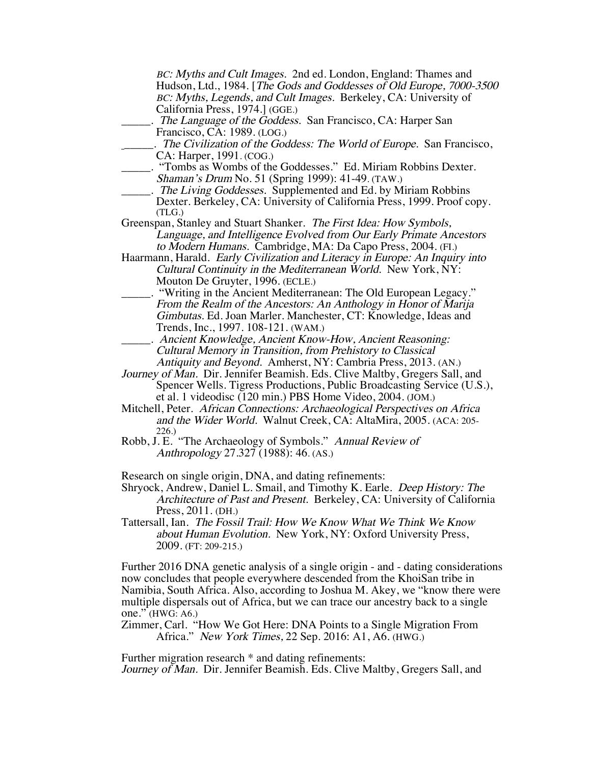*BC: Myths and Cult Images.* 2nd ed. London, England: Thames and Hudson, Ltd., 1984. [*The Gods and Goddesses of Old Europe, 7000-3500 BC: Myths, Legends, and Cult Images.* Berkeley, CA: University of California Press, 1974.] (GGE.)

_____. *The Language of the Goddess.* San Francisco, CA: Harper San Francisco, CA: 1989. (LOG.)

_____. *The Civilization of the Goddess: The World of Europe.* San Francisco, CA: Harper, 1991. (COG.)

_____. "Tombs as Wombs of the Goddesses." Ed. Miriam Robbins Dexter. *Shaman's Drum* No. 51 (Spring 1999): 41-49. (TAW.)

_____. *The Living Goddesses.* Supplemented and Ed. by Miriam Robbins Dexter. Berkeley, CA: University of California Press, 1999. Proof copy. (TLG.)

Greenspan, Stanley and Stuart Shanker. *The First Idea: How Symbols, Language, and Intelligence Evolved from Our Early Primate Ancestors to Modern Humans.* Cambridge, MA: Da Capo Press, 2004. (FI.)

Haarmann, Harald. *Early Civilization and Literacy in Europe: An Inquiry into Cultural Continuity in the Mediterranean World.* New York, NY: Mouton De Gruyter, 1996. (ECLE.)

_____. "Writing in the Ancient Mediterranean: The Old European Legacy." *From the Realm of the Ancestors: An Anthology in Honor of Marija Gimbutas.* Ed. Joan Marler. Manchester, CT: Knowledge, Ideas and Trends, Inc., 1997. 108-121. (WAM.)

_____. *Ancient Knowledge, Ancient Know-How, Ancient Reasoning: Cultural Memory in Transition, from Prehistory to Classical Antiquity and Beyond.* Amherst, NY: Cambria Press, 2013. (AN.)

*Journey of Man.* Dir. Jennifer Beamish. Eds. Clive Maltby, Gregers Sall, and Spencer Wells. Tigress Productions, Public Broadcasting Service (U.S.), et al. 1 videodisc (120 min.) PBS Home Video, 2004. (JOM.)

Mitchell, Peter. *African Connections: Archaeological Perspectives on Africa and the Wider World.* Walnut Creek, CA: AltaMira, 2005. (ACA: 205-226.)

Robb, J. E. "The Archaeology of Symbols." *Annual Review of Anthropology* 27.327 (1988): 46. (AS.)

Research on single origin, DNA, and dating refinements:

Shryock, Andrew, Daniel L. Smail, and Timothy K. Earle. *Deep History: The Architecture of Past and Present.* Berkeley, CA: University of California Press, 2011. (DH.)

Tattersall, Ian. *The Fossil Trail: How We Know What We Think We Know about Human Evolution.* New York, NY: Oxford University Press, 2009. (FT: 209-215.)

Further 2016 DNA genetic analysis of a single origin - and - dating considerations now concludes that people everywhere descended from the KhoiSan tribe in Namibia, South Africa. Also, according to Joshua M. Akey, we "know there were multiple dispersals out of Africa, but we can trace our ancestry back to a single one." (HWG: A6.)

Zimmer, Carl. "How We Got Here: DNA Points to a Single Migration From Africa." *New York Times,* 22 Sep. 2016: A1, A6. (HWG.)

Further migration research * and dating refinements:

*Journey of Man.* Dir. Jennifer Beamish. Eds. Clive Maltby, Gregers Sall, and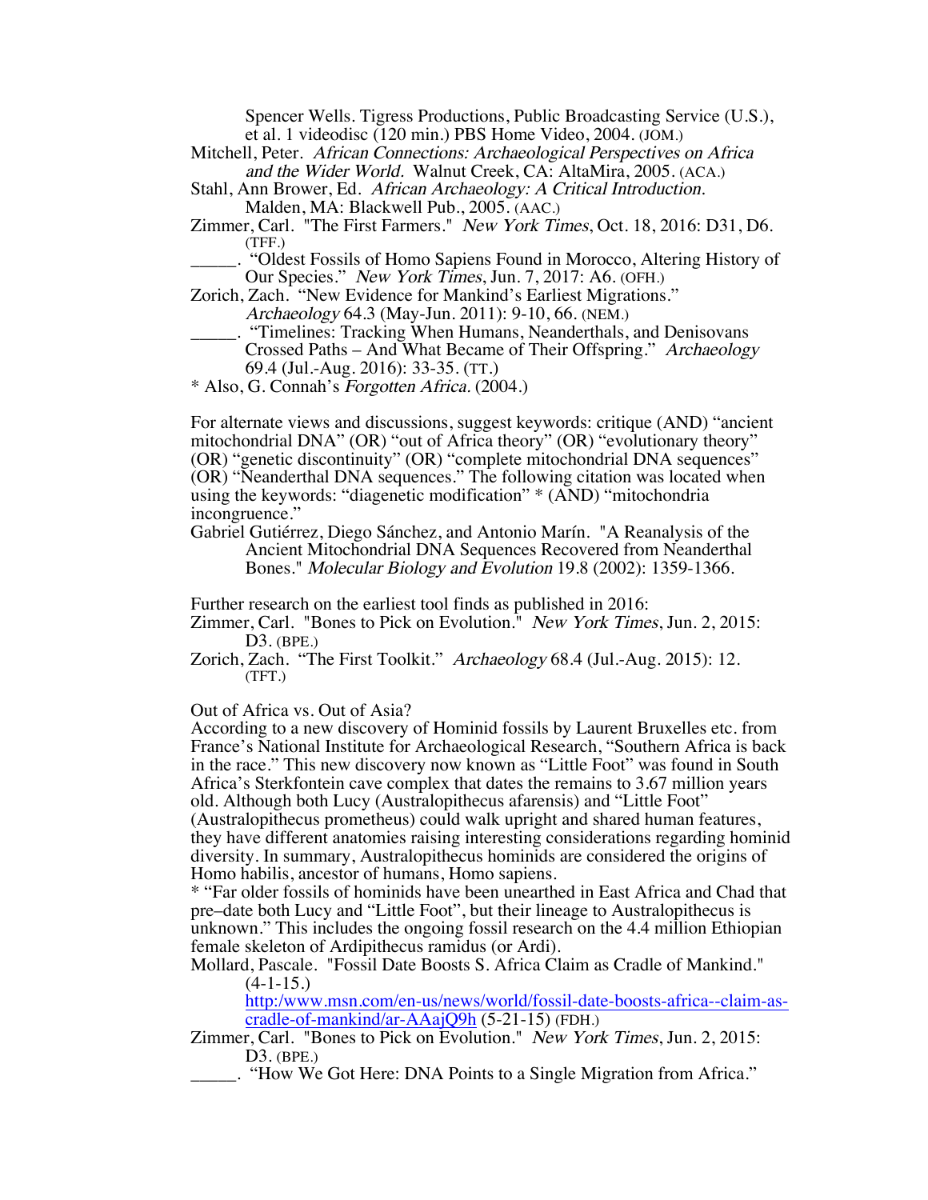Spencer Wells. Tigress Productions, Public Broadcasting Service (U.S.), et al. 1 videodisc (120 min.) PBS Home Video, 2004. (JOM.)

Mitchell, Peter. *African Connections: Archaeological Perspectives on Africa and the Wider World.* Walnut Creek, CA: AltaMira, 2005. (ACA.)

Stahl, Ann Brower, Ed. *African Archaeology: A Critical Introduction.* Malden, MA: Blackwell Pub., 2005. (AAC.)

Zimmer, Carl. "The First Farmers." *New York Times*, Oct. 18, 2016: D31, D6. (TFF.)

_____. "Oldest Fossils of Homo Sapiens Found in Morocco, Altering History of Our Species." *New York Times*, Jun. 7, 2017: A6. (OFH.)

Zorich, Zach. "New Evidence for Mankind's Earliest Migrations." *Archaeology* 64.3 (May-Jun. 2011): 9-10, 66. (NEM.)

_____. "Timelines: Tracking When Humans, Neanderthals, and Denisovans Crossed Paths – And What Became of Their Offspring." *Archaeology* 69.4 (Jul.-Aug. 2016): 33-35. (TT.)

* Also, G. Connah's *Forgotten Africa*. (2004.)

For alternate views and discussions, suggest keywords: critique (AND) "ancient mitochondrial DNA" (OR) "out of Africa theory" (OR) "evolutionary theory" (OR) "genetic discontinuity" (OR) "complete mitochondrial DNA sequences" (OR) "Neanderthal DNA sequences." The following citation was located when using the keywords: "diagenetic modification" * (AND) "mitochondria incongruence."

Gabriel Gutiérrez, Diego Sánchez, and Antonio Marín. "A Reanalysis of the Ancient Mitochondrial DNA Sequences Recovered from Neanderthal Bones." *Molecular Biology and Evolution* 19.8 (2002): 1359-1366.

Further research on the earliest tool finds as published in 2016:

Zimmer, Carl. "Bones to Pick on Evolution." *New York Times*, Jun. 2, 2015: D3. (BPE.)

Zorich, Zach. "The First Toolkit." *Archaeology* 68.4 (Jul.-Aug. 2015): 12. (TFT.)

Out of Africa vs. Out of Asia?

According to a new discovery of Hominid fossils by Laurent Bruxelles etc. from France's National Institute for Archaeological Research, "Southern Africa is back in the race." This new discovery now known as "Little Foot" was found in South Africa's Sterkfontein cave complex that dates the remains to 3.67 million years old. Although both Lucy (Australopithecus afarensis) and "Little Foot" (Australopithecus prometheus) could walk upright and shared human features, they have different anatomies raising interesting considerations regarding hominid diversity. In summary, Australopithecus hominids are considered the origins of Homo habilis, ancestor of humans, Homo sapiens.

* "Far older fossils of hominids have been unearthed in East Africa and Chad that pre–date both Lucy and "Little Foot", but their lineage to Australopithecus is unknown." This includes the ongoing fossil research on the 4.4 million Ethiopian female skeleton of Ardipithecus ramidus (or Ardi).

Mollard, Pascale. "Fossil Date Boosts S. Africa Claim as Cradle of Mankind." (4-1-15.) http:/www.msn.com/en-us/news/world/fossil-date-boosts-africa--claim-as-cradle-of-mankind/ar-AAajQ9h (5-21-15) (FDH.)

Zimmer, Carl. "Bones to Pick on Evolution." *New York Times*, Jun. 2, 2015: D3. (BPE.)

_____. "How We Got Here: DNA Points to a Single Migration from Africa."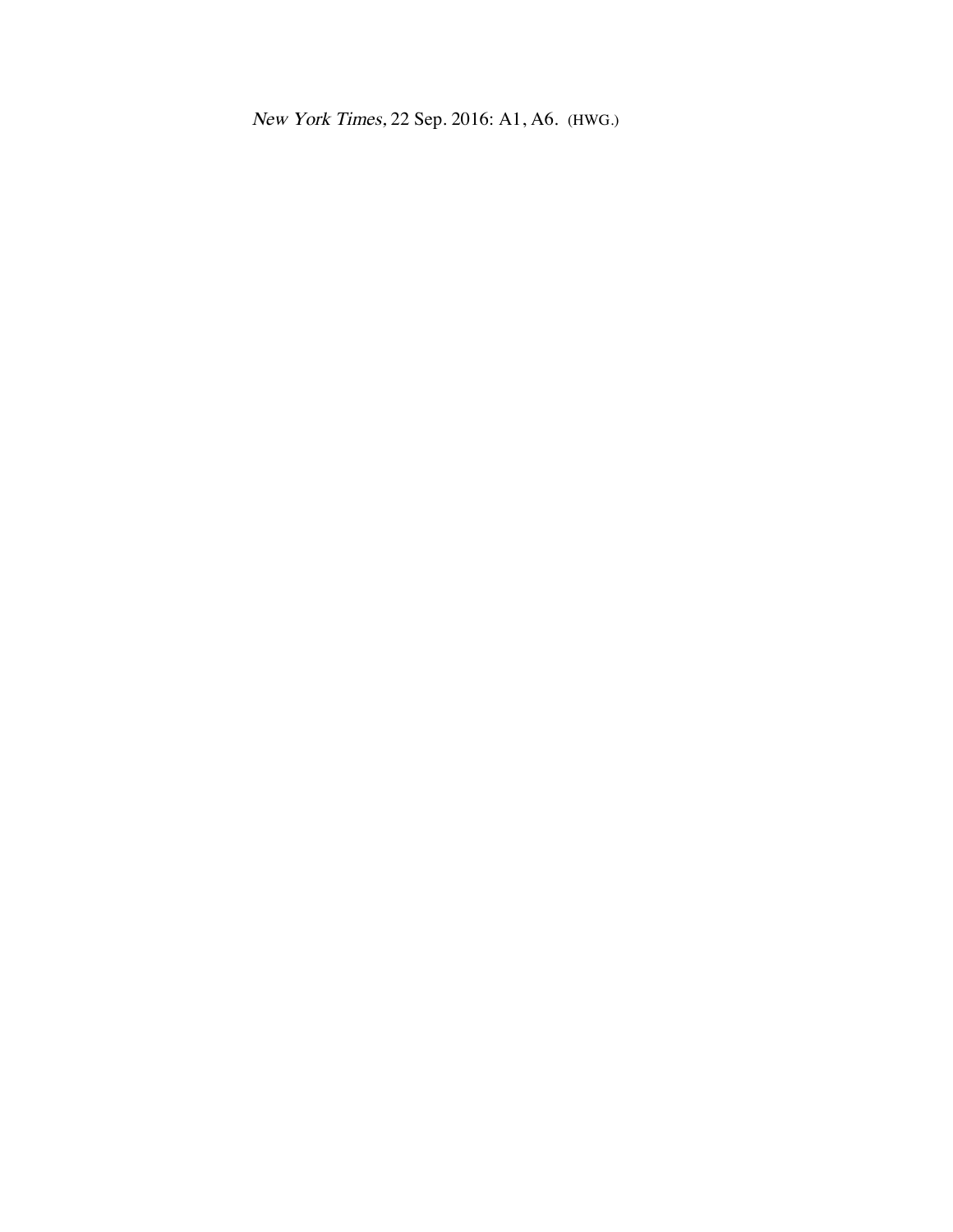*New York Times*, 22 Sep. 2016: A1, A6. (HWG.)